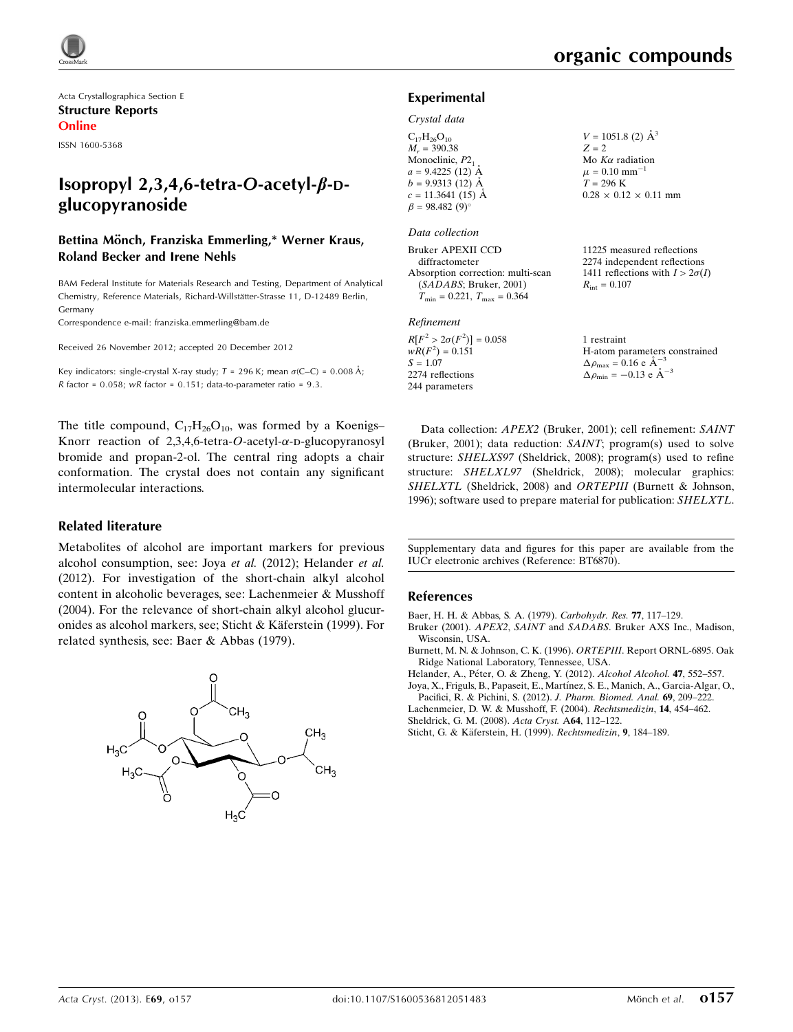Acta Crystallographica Section E
**Structure Reports Online**
ISSN 1600-5368

# Isopropyl 2,3,4,6-tetra-*O*-acetyl-*β*-D-glucopyranoside

**Bettina Mönch, Franziska Emmerling,* Werner Kraus, Roland Becker and Irene Nehls**

BAM Federal Institute for Materials Research and Testing, Department of Analytical Chemistry, Reference Materials, Richard-Willstätter-Strasse 11, D-12489 Berlin, Germany
Correspondence e-mail: franziska.emmerling@bam.de

Received 26 November 2012; accepted 20 December 2012

Key indicators: single-crystal X-ray study; $T$ = 296 K; mean $\sigma$(C–C) = 0.008 Å; $R$ factor = 0.058; $wR$ factor = 0.151; data-to-parameter ratio = 9.3.

The title compound, $C_{17}H_{26}O_{10}$, was formed by a Koenigs–Knorr reaction of 2,3,4,6-tetra-*O*-acetyl-*α*-D-glucopyranosyl bromide and propan-2-ol. The central ring adopts a chair conformation. The crystal does not contain any significant intermolecular interactions.

## Related literature

Metabolites of alcohol are important markers for previous alcohol consumption, see: Joya *et al.* (2012); Helander *et al.* (2012). For investigation of the short-chain alkyl alcohol content in alcoholic beverages, see: Lachenmeier & Musshoff (2004). For the relevance of short-chain alkyl alcohol glucuronides as alcohol markers, see; Sticht & Käferstein (1999). For related synthesis, see: Baer & Abbas (1979).

## Experimental

### Crystal data

$C_{17}H_{26}O_{10}$
$M_r$ = 390.38
Monoclinic, $P2_1$
$a$ = 9.4225 (12) Å
$b$ = 9.9313 (12) Å
$c$ = 11.3641 (15) Å
$\beta$ = 98.482 (9)°
$V$ = 1051.8 (2) Å$^3$
$Z$ = 2
Mo $K\alpha$ radiation
$\mu$ = 0.10 mm$^{-1}$
$T$ = 296 K
0.28 × 0.12 × 0.11 mm

### Data collection

Bruker APEXII CCD diffractometer
Absorption correction: multi-scan (*SADABS*; Bruker, 2001)
$T_{min}$ = 0.221, $T_{max}$ = 0.364
11225 measured reflections
2274 independent reflections
1411 reflections with $I > 2\sigma(I)$
$R_{int}$ = 0.107

### Refinement

$R[F^2 > 2\sigma(F^2)]$ = 0.058
$wR(F^2)$ = 0.151
$S$ = 1.07
2274 reflections
244 parameters
1 restraint
H-atom parameters constrained
$\Delta\rho_{max}$ = 0.16 e Å$^{-3}$
$\Delta\rho_{min}$ = −0.13 e Å$^{-3}$

Data collection: *APEX2* (Bruker, 2001); cell refinement: *SAINT* (Bruker, 2001); data reduction: *SAINT*; program(s) used to solve structure: *SHELXS97* (Sheldrick, 2008); program(s) used to refine structure: *SHELXL97* (Sheldrick, 2008); molecular graphics: *SHELXTL* (Sheldrick, 2008) and *ORTEPIII* (Burnett & Johnson, 1996); software used to prepare material for publication: *SHELXTL*.

Supplementary data and figures for this paper are available from the IUCr electronic archives (Reference: BT6870).

## References

Baer, H. H. & Abbas, S. A. (1979). *Carbohydr. Res.* **77**, 117–129.
Bruker (2001). *APEX2*, *SAINT* and *SADABS*. Bruker AXS Inc., Madison, Wisconsin, USA.
Burnett, M. N. & Johnson, C. K. (1996). *ORTEPIII*. Report ORNL-6895. Oak Ridge National Laboratory, Tennessee, USA.
Helander, A., Péter, O. & Zheng, Y. (2012). *Alcohol Alcohol.* **47**, 552–557.
Joya, X., Friguls, B., Papaseit, E., Martínez, S. E., Manich, A., Garcia-Algar, O., Pacifici, R. & Pichini, S. (2012). *J. Pharm. Biomed. Anal.* **69**, 209–222.
Lachenmeier, D. W. & Musshoff, F. (2004). *Rechtsmedizin*, **14**, 454–462.
Sheldrick, G. M. (2008). *Acta Cryst.* A**64**, 112–122.
Sticht, G. & Käferstein, H. (1999). *Rechtsmedizin*, **9**, 184–189.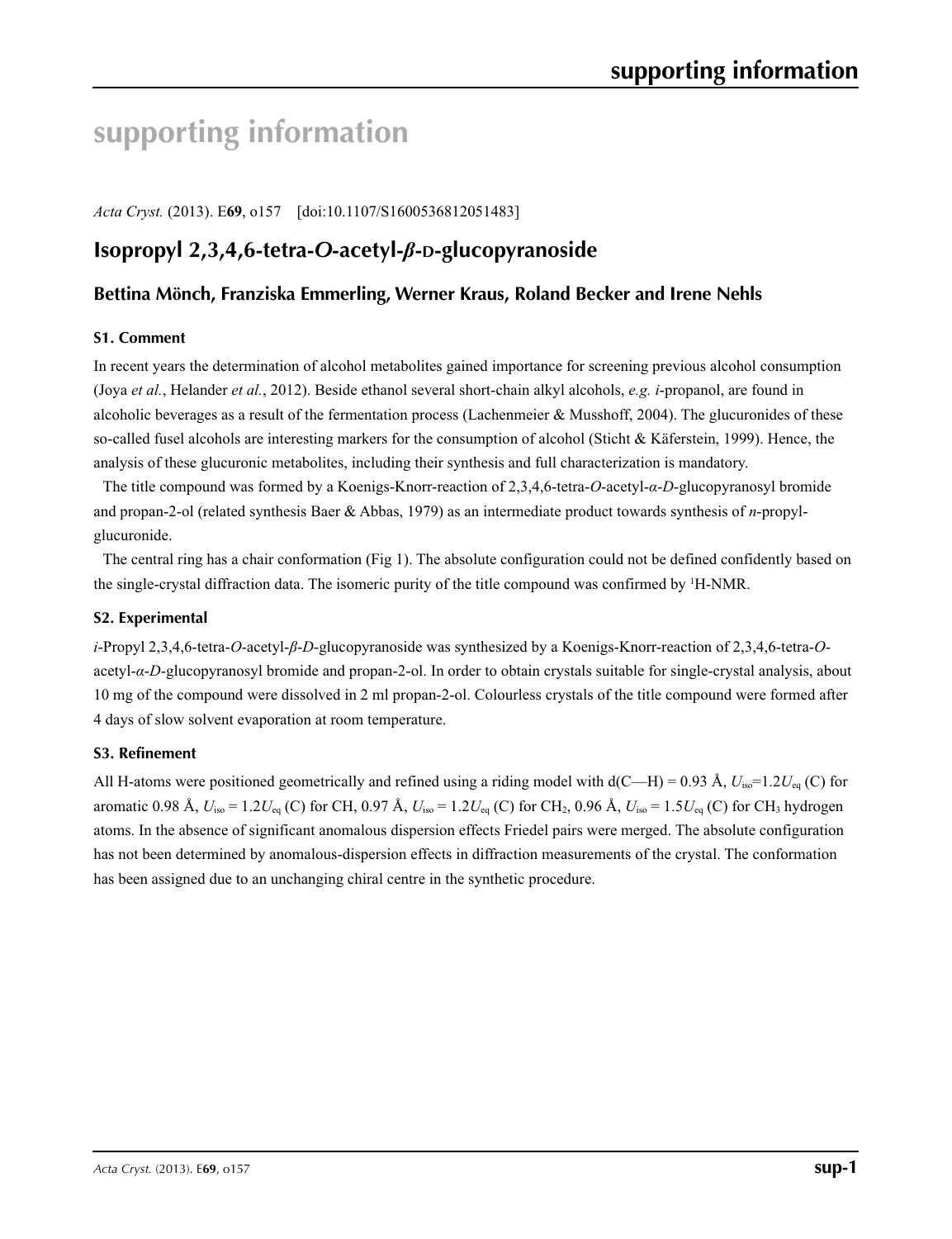# supporting information

*Acta Cryst.* (2013). E**69**, o157 [doi:10.1107/S1600536812051483]

## Isopropyl 2,3,4,6-tetra-*O*-acetyl-*β*-D-glucopyranoside

### Bettina Mönch, Franziska Emmerling, Werner Kraus, Roland Becker and Irene Nehls

#### S1. Comment

In recent years the determination of alcohol metabolites gained importance for screening previous alcohol consumption (Joya *et al.*, Helander *et al.*, 2012). Beside ethanol several short-chain alkyl alcohols, *e.g. i*-propanol, are found in alcoholic beverages as a result of the fermentation process (Lachenmeier & Musshoff, 2004). The glucuronides of these so-called fusel alcohols are interesting markers for the consumption of alcohol (Sticht & Käferstein, 1999). Hence, the analysis of these glucuronic metabolites, including their synthesis and full characterization is mandatory.

The title compound was formed by a Koenigs-Knorr-reaction of 2,3,4,6-tetra-*O*-acetyl-*α*-*D*-glucopyranosyl bromide and propan-2-ol (related synthesis Baer & Abbas, 1979) as an intermediate product towards synthesis of *n*-propyl-glucuronide.

The central ring has a chair conformation (Fig 1). The absolute configuration could not be defined confidently based on the single-crystal diffraction data. The isomeric purity of the title compound was confirmed by $^{1}$H-NMR.

#### S2. Experimental

*i*-Propyl 2,3,4,6-tetra-*O*-acetyl-*β*-*D*-glucopyranoside was synthesized by a Koenigs-Knorr-reaction of 2,3,4,6-tetra-*O*-acetyl-*α*-*D*-glucopyranosyl bromide and propan-2-ol. In order to obtain crystals suitable for single-crystal analysis, about 10 mg of the compound were dissolved in 2 ml propan-2-ol. Colourless crystals of the title compound were formed after 4 days of slow solvent evaporation at room temperature.

#### S3. Refinement

All H-atoms were positioned geometrically and refined using a riding model with d(C—H) = 0.93 Å, $U_{iso}$=1.2$U_{eq}$ (C) for aromatic 0.98 Å, $U_{iso}$ = 1.2$U_{eq}$ (C) for CH, 0.97 Å, $U_{iso}$ = 1.2$U_{eq}$ (C) for $CH_2$, 0.96 Å, $U_{iso}$ = 1.5$U_{eq}$ (C) for $CH_3$ hydrogen atoms. In the absence of significant anomalous dispersion effects Friedel pairs were merged. The absolute configuration has not been determined by anomalous-dispersion effects in diffraction measurements of the crystal. The conformation has been assigned due to an unchanging chiral centre in the synthetic procedure.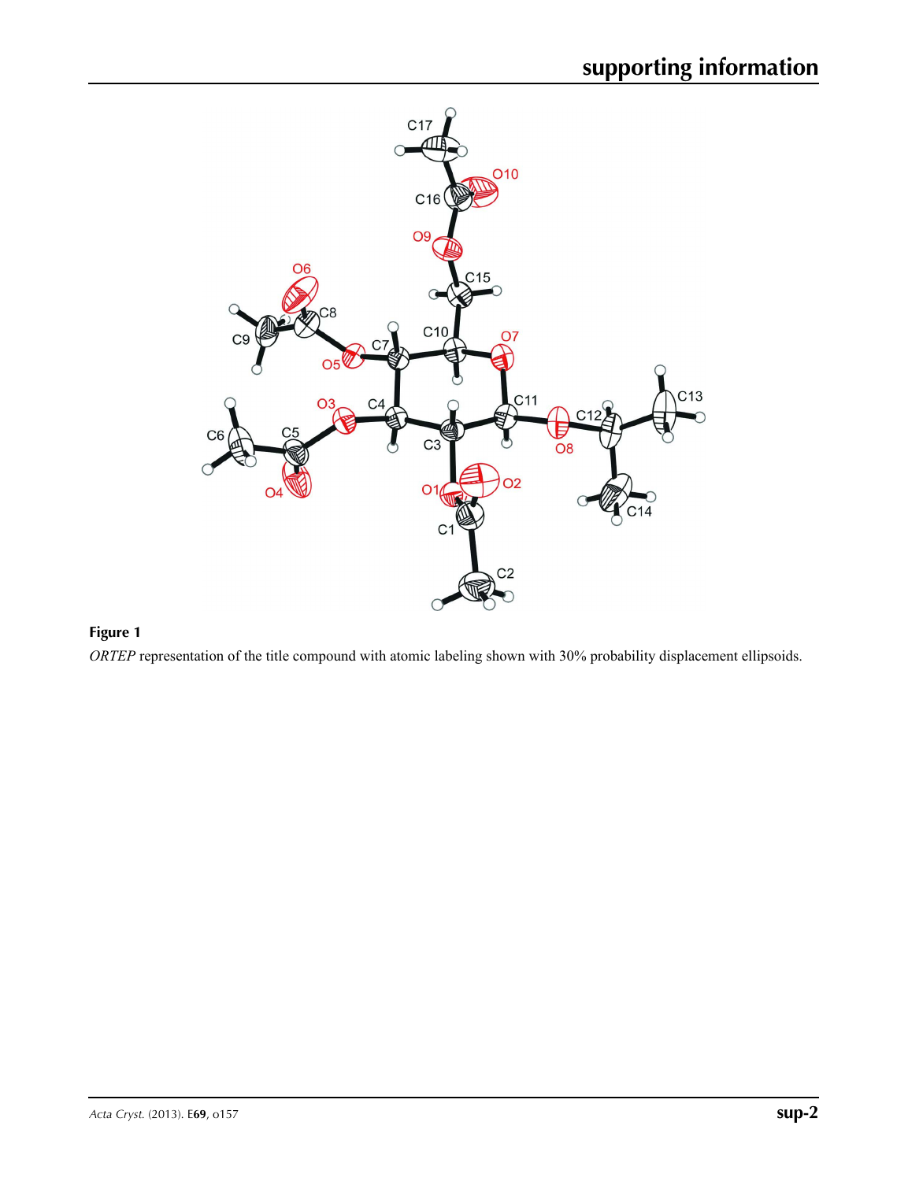**Figure 1**

*ORTEP* representation of the title compound with atomic labeling shown with 30% probability displacement ellipsoids.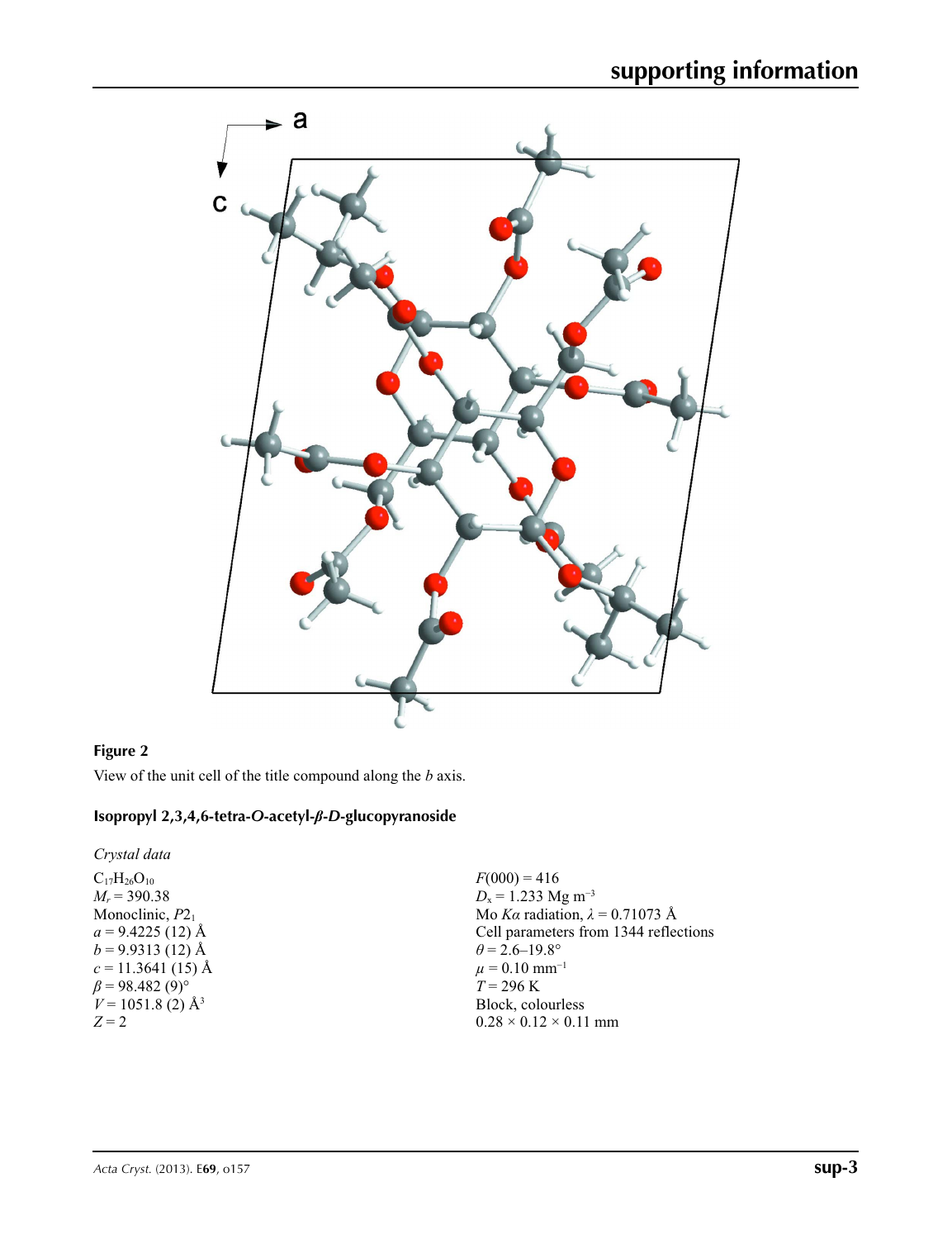**Figure 2**

View of the unit cell of the title compound along the *b* axis.

## Isopropyl 2,3,4,6-tetra-*O*-acetyl-*β*-*D*-glucopyranoside

*Crystal data*

$C_{17}H_{26}O_{10}$
$M_r = 390.38$
Monoclinic, $P2_1$
$a = 9.4225$ (12) Å
$b = 9.9313$ (12) Å
$c = 11.3641$ (15) Å
$\beta = 98.482$ (9)°
$V = 1051.8$ (2) Å$^3$
$Z = 2$
$F(000) = 416$
$D_x = 1.233$ Mg m$^{-3}$
Mo $K\alpha$ radiation, $\lambda = 0.71073$ Å
Cell parameters from 1344 reflections
$\theta = 2.6$–19.8°
$\mu = 0.10$ mm$^{-1}$
$T = 296$ K
Block, colourless
0.28 × 0.12 × 0.11 mm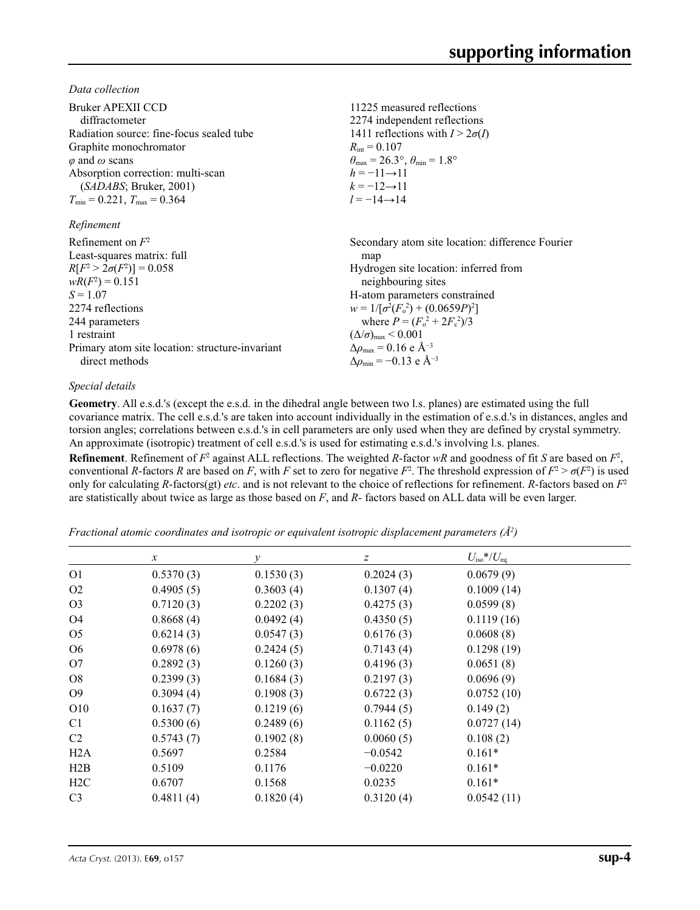*Data collection*

Bruker APEXII CCD diffractometer
Radiation source: fine-focus sealed tube
Graphite monochromator
$\varphi$ and $\omega$ scans
Absorption correction: multi-scan (*SADABS*; Bruker, 2001)
$T_{min} = 0.221$, $T_{max} = 0.364$

11225 measured reflections
2274 independent reflections
1411 reflections with $I > 2\sigma(I)$
$R_{int} = 0.107$
$\theta_{max} = 26.3°$, $\theta_{min} = 1.8°$
$h = -11 \rightarrow 11$
$k = -12 \rightarrow 11$
$l = -14 \rightarrow 14$

*Refinement*

Refinement on $F^2$
Least-squares matrix: full
$R[F^2 > 2\sigma(F^2)] = 0.058$
$wR(F^2) = 0.151$
$S = 1.07$
2274 reflections
244 parameters
1 restraint
Primary atom site location: structure-invariant direct methods

Secondary atom site location: difference Fourier map
Hydrogen site location: inferred from neighbouring sites
H-atom parameters constrained
$w = 1/[\sigma^2(F_o^2) + (0.0659P)^2]$ where $P = (F_o^2 + 2F_c^2)/3$
$(\Delta/\sigma)_{max} < 0.001$
$\Delta\rho_{max} = 0.16$ e Å$^{-3}$
$\Delta\rho_{min} = -0.13$ e Å$^{-3}$

*Special details*

**Geometry**. All e.s.d.'s (except the e.s.d. in the dihedral angle between two l.s. planes) are estimated using the full covariance matrix. The cell e.s.d.'s are taken into account individually in the estimation of e.s.d.'s in distances, angles and torsion angles; correlations between e.s.d.'s in cell parameters are only used when they are defined by crystal symmetry. An approximate (isotropic) treatment of cell e.s.d.'s is used for estimating e.s.d.'s involving l.s. planes.

**Refinement**. Refinement of $F^2$ against ALL reflections. The weighted *R*-factor *wR* and goodness of fit *S* are based on $F^2$, conventional *R*-factors *R* are based on *F*, with *F* set to zero for negative $F^2$. The threshold expression of $F^2 > \sigma(F^2)$ is used only for calculating *R*-factors(gt) *etc*. and is not relevant to the choice of reflections for refinement. *R*-factors based on $F^2$ are statistically about twice as large as those based on *F*, and *R*- factors based on ALL data will be even larger.

*Fractional atomic coordinates and isotropic or equivalent isotropic displacement parameters (Å$^2$)*

| | *x* | *y* | *z* | $U_{iso}$*/$U_{eq}$ |
|---|---|---|---|---|
| O1 | 0.5370 (3) | 0.1530 (3) | 0.2024 (3) | 0.0679 (9) |
| O2 | 0.4905 (5) | 0.3603 (4) | 0.1307 (4) | 0.1009 (14) |
| O3 | 0.7120 (3) | 0.2202 (3) | 0.4275 (3) | 0.0599 (8) |
| O4 | 0.8668 (4) | 0.0492 (4) | 0.4350 (5) | 0.1119 (16) |
| O5 | 0.6214 (3) | 0.0547 (3) | 0.6176 (3) | 0.0608 (8) |
| O6 | 0.6978 (6) | 0.2424 (5) | 0.7143 (4) | 0.1298 (19) |
| O7 | 0.2892 (3) | 0.1260 (3) | 0.4196 (3) | 0.0651 (8) |
| O8 | 0.2399 (3) | 0.1684 (3) | 0.2197 (3) | 0.0696 (9) |
| O9 | 0.3094 (4) | 0.1908 (3) | 0.6722 (3) | 0.0752 (10) |
| O10 | 0.1637 (7) | 0.1219 (6) | 0.7944 (5) | 0.149 (2) |
| C1 | 0.5300 (6) | 0.2489 (6) | 0.1162 (5) | 0.0727 (14) |
| C2 | 0.5743 (7) | 0.1902 (8) | 0.0060 (5) | 0.108 (2) |
| H2A | 0.5697 | 0.2584 | −0.0542 | 0.161* |
| H2B | 0.5109 | 0.1176 | −0.0220 | 0.161* |
| H2C | 0.6707 | 0.1568 | 0.0235 | 0.161* |
| C3 | 0.4811 (4) | 0.1820 (4) | 0.3120 (4) | 0.0542 (11) |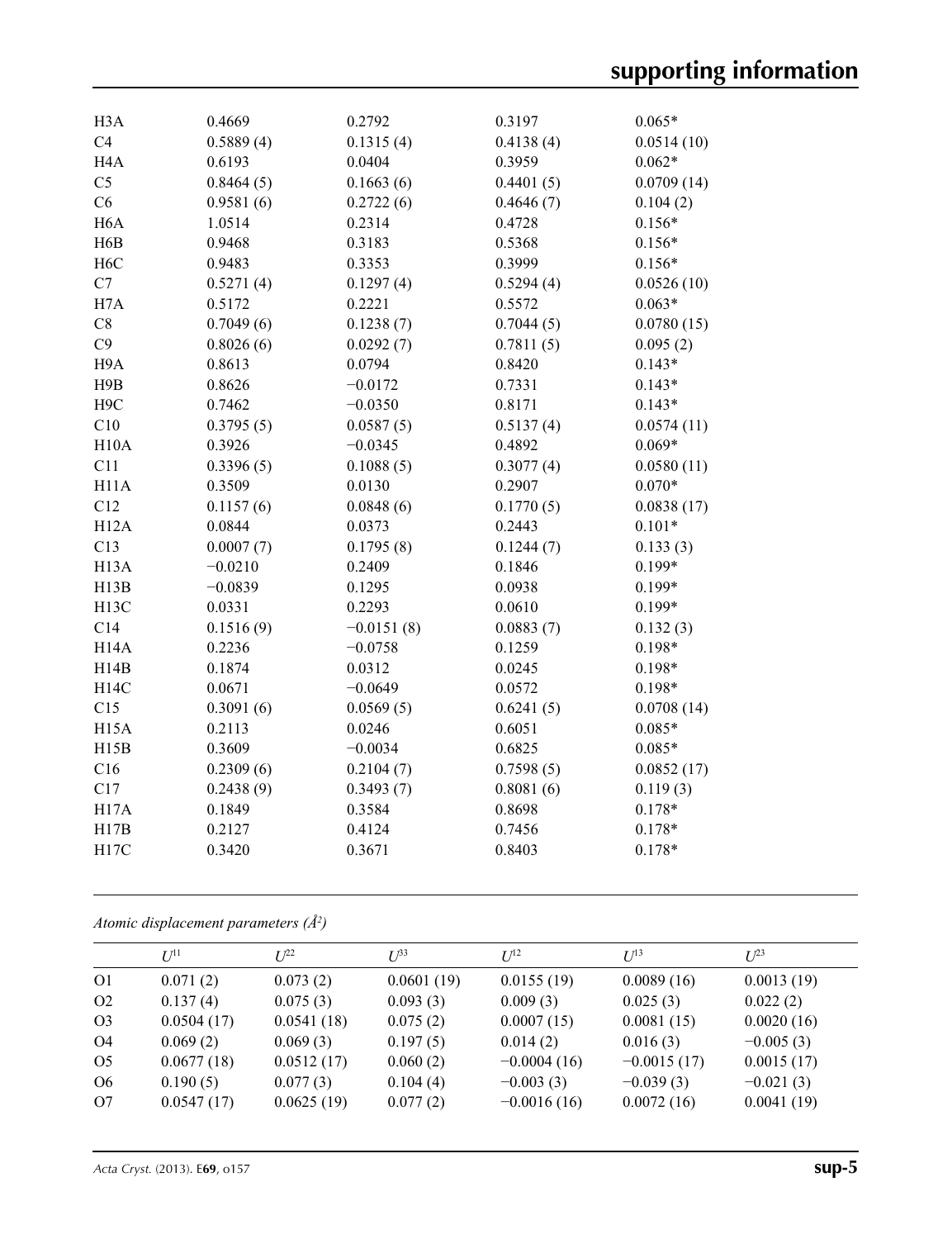| | | | | |
|---|---|---|---|---|
| H3A | 0.4669 | 0.2792 | 0.3197 | 0.065* |
| C4 | 0.5889 (4) | 0.1315 (4) | 0.4138 (4) | 0.0514 (10) |
| H4A | 0.6193 | 0.0404 | 0.3959 | 0.062* |
| C5 | 0.8464 (5) | 0.1663 (6) | 0.4401 (5) | 0.0709 (14) |
| C6 | 0.9581 (6) | 0.2722 (6) | 0.4646 (7) | 0.104 (2) |
| H6A | 1.0514 | 0.2314 | 0.4728 | 0.156* |
| H6B | 0.9468 | 0.3183 | 0.5368 | 0.156* |
| H6C | 0.9483 | 0.3353 | 0.3999 | 0.156* |
| C7 | 0.5271 (4) | 0.1297 (4) | 0.5294 (4) | 0.0526 (10) |
| H7A | 0.5172 | 0.2221 | 0.5572 | 0.063* |
| C8 | 0.7049 (6) | 0.1238 (7) | 0.7044 (5) | 0.0780 (15) |
| C9 | 0.8026 (6) | 0.0292 (7) | 0.7811 (5) | 0.095 (2) |
| H9A | 0.8613 | 0.0794 | 0.8420 | 0.143* |
| H9B | 0.8626 | −0.0172 | 0.7331 | 0.143* |
| H9C | 0.7462 | −0.0350 | 0.8171 | 0.143* |
| C10 | 0.3795 (5) | 0.0587 (5) | 0.5137 (4) | 0.0574 (11) |
| H10A | 0.3926 | −0.0345 | 0.4892 | 0.069* |
| C11 | 0.3396 (5) | 0.1088 (5) | 0.3077 (4) | 0.0580 (11) |
| H11A | 0.3509 | 0.0130 | 0.2907 | 0.070* |
| C12 | 0.1157 (6) | 0.0848 (6) | 0.1770 (5) | 0.0838 (17) |
| H12A | 0.0844 | 0.0373 | 0.2443 | 0.101* |
| C13 | 0.0007 (7) | 0.1795 (8) | 0.1244 (7) | 0.133 (3) |
| H13A | −0.0210 | 0.2409 | 0.1846 | 0.199* |
| H13B | −0.0839 | 0.1295 | 0.0938 | 0.199* |
| H13C | 0.0331 | 0.2293 | 0.0610 | 0.199* |
| C14 | 0.1516 (9) | −0.0151 (8) | 0.0883 (7) | 0.132 (3) |
| H14A | 0.2236 | −0.0758 | 0.1259 | 0.198* |
| H14B | 0.1874 | 0.0312 | 0.0245 | 0.198* |
| H14C | 0.0671 | −0.0649 | 0.0572 | 0.198* |
| C15 | 0.3091 (6) | 0.0569 (5) | 0.6241 (5) | 0.0708 (14) |
| H15A | 0.2113 | 0.0246 | 0.6051 | 0.085* |
| H15B | 0.3609 | −0.0034 | 0.6825 | 0.085* |
| C16 | 0.2309 (6) | 0.2104 (7) | 0.7598 (5) | 0.0852 (17) |
| C17 | 0.2438 (9) | 0.3493 (7) | 0.8081 (6) | 0.119 (3) |
| H17A | 0.1849 | 0.3584 | 0.8698 | 0.178* |
| H17B | 0.2127 | 0.4124 | 0.7456 | 0.178* |
| H17C | 0.3420 | 0.3671 | 0.8403 | 0.178* |

*Atomic displacement parameters (Å²)*

| | $U^{11}$ | $U^{22}$ | $U^{33}$ | $U^{12}$ | $U^{13}$ | $U^{23}$ |
|---|---|---|---|---|---|---|
| O1 | 0.071 (2) | 0.073 (2) | 0.0601 (19) | 0.0155 (19) | 0.0089 (16) | 0.0013 (19) |
| O2 | 0.137 (4) | 0.075 (3) | 0.093 (3) | 0.009 (3) | 0.025 (3) | 0.022 (2) |
| O3 | 0.0504 (17) | 0.0541 (18) | 0.075 (2) | 0.0007 (15) | 0.0081 (15) | 0.0020 (16) |
| O4 | 0.069 (2) | 0.069 (3) | 0.197 (5) | 0.014 (2) | 0.016 (3) | −0.005 (3) |
| O5 | 0.0677 (18) | 0.0512 (17) | 0.060 (2) | −0.0004 (16) | −0.0015 (17) | 0.0015 (17) |
| O6 | 0.190 (5) | 0.077 (3) | 0.104 (4) | −0.003 (3) | −0.039 (3) | −0.021 (3) |
| O7 | 0.0547 (17) | 0.0625 (19) | 0.077 (2) | −0.0016 (16) | 0.0072 (16) | 0.0041 (19) |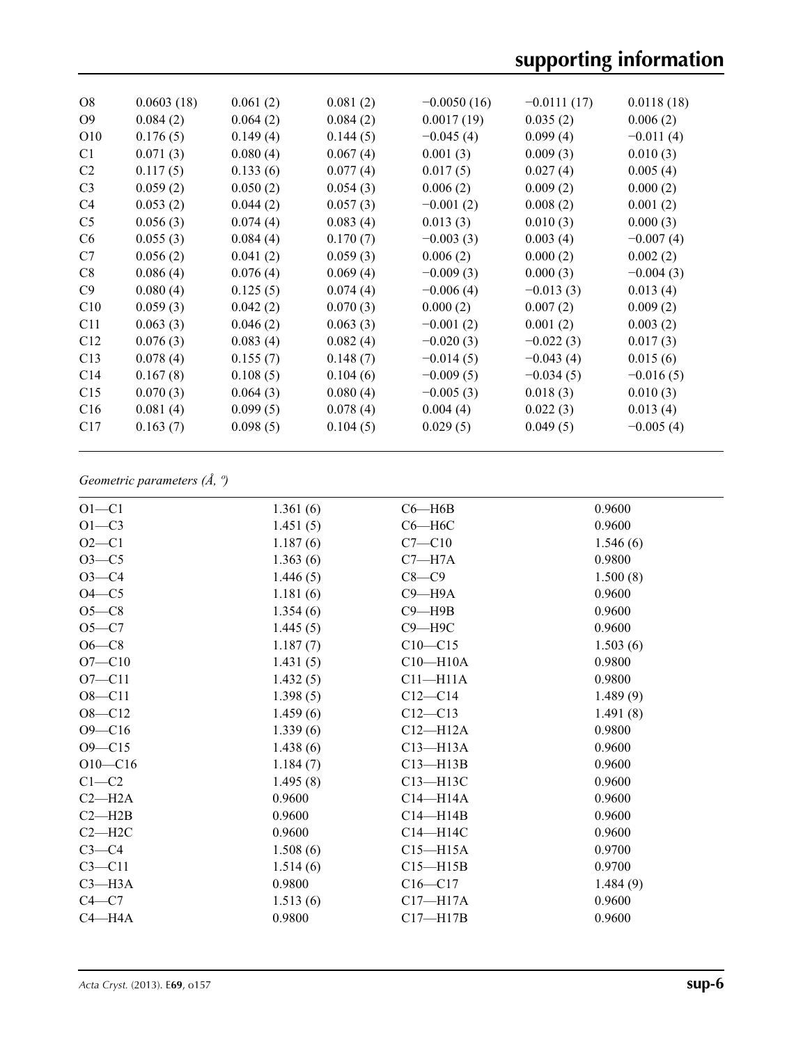| | | | | | | |
|---|---|---|---|---|---|---|
| O8 | 0.0603 (18) | 0.061 (2) | 0.081 (2) | −0.0050 (16) | −0.0111 (17) | 0.0118 (18) |
| O9 | 0.084 (2) | 0.064 (2) | 0.084 (2) | 0.0017 (19) | 0.035 (2) | 0.006 (2) |
| O10 | 0.176 (5) | 0.149 (4) | 0.144 (5) | −0.045 (4) | 0.099 (4) | −0.011 (4) |
| C1 | 0.071 (3) | 0.080 (4) | 0.067 (4) | 0.001 (3) | 0.009 (3) | 0.010 (3) |
| C2 | 0.117 (5) | 0.133 (6) | 0.077 (4) | 0.017 (5) | 0.027 (4) | 0.005 (4) |
| C3 | 0.059 (2) | 0.050 (2) | 0.054 (3) | 0.006 (2) | 0.009 (2) | 0.000 (2) |
| C4 | 0.053 (2) | 0.044 (2) | 0.057 (3) | −0.001 (2) | 0.008 (2) | 0.001 (2) |
| C5 | 0.056 (3) | 0.074 (4) | 0.083 (4) | 0.013 (3) | 0.010 (3) | 0.000 (3) |
| C6 | 0.055 (3) | 0.084 (4) | 0.170 (7) | −0.003 (3) | 0.003 (4) | −0.007 (4) |
| C7 | 0.056 (2) | 0.041 (2) | 0.059 (3) | 0.006 (2) | 0.000 (2) | 0.002 (2) |
| C8 | 0.086 (4) | 0.076 (4) | 0.069 (4) | −0.009 (3) | 0.000 (3) | −0.004 (3) |
| C9 | 0.080 (4) | 0.125 (5) | 0.074 (4) | −0.006 (4) | −0.013 (3) | 0.013 (4) |
| C10 | 0.059 (3) | 0.042 (2) | 0.070 (3) | 0.000 (2) | 0.007 (2) | 0.009 (2) |
| C11 | 0.063 (3) | 0.046 (2) | 0.063 (3) | −0.001 (2) | 0.001 (2) | 0.003 (2) |
| C12 | 0.076 (3) | 0.083 (4) | 0.082 (4) | −0.020 (3) | −0.022 (3) | 0.017 (3) |
| C13 | 0.078 (4) | 0.155 (7) | 0.148 (7) | −0.014 (5) | −0.043 (4) | 0.015 (6) |
| C14 | 0.167 (8) | 0.108 (5) | 0.104 (6) | −0.009 (5) | −0.034 (5) | −0.016 (5) |
| C15 | 0.070 (3) | 0.064 (3) | 0.080 (4) | −0.005 (3) | 0.018 (3) | 0.010 (3) |
| C16 | 0.081 (4) | 0.099 (5) | 0.078 (4) | 0.004 (4) | 0.022 (3) | 0.013 (4) |
| C17 | 0.163 (7) | 0.098 (5) | 0.104 (5) | 0.029 (5) | 0.049 (5) | −0.005 (4) |

*Geometric parameters (Å, º)*

| | | | |
|---|---|---|---|
| O1—C1 | 1.361 (6) | C6—H6B | 0.9600 |
| O1—C3 | 1.451 (5) | C6—H6C | 0.9600 |
| O2—C1 | 1.187 (6) | C7—C10 | 1.546 (6) |
| O3—C5 | 1.363 (6) | C7—H7A | 0.9800 |
| O3—C4 | 1.446 (5) | C8—C9 | 1.500 (8) |
| O4—C5 | 1.181 (6) | C9—H9A | 0.9600 |
| O5—C8 | 1.354 (6) | C9—H9B | 0.9600 |
| O5—C7 | 1.445 (5) | C9—H9C | 0.9600 |
| O6—C8 | 1.187 (7) | C10—C15 | 1.503 (6) |
| O7—C10 | 1.431 (5) | C10—H10A | 0.9800 |
| O7—C11 | 1.432 (5) | C11—H11A | 0.9800 |
| O8—C11 | 1.398 (5) | C12—C14 | 1.489 (9) |
| O8—C12 | 1.459 (6) | C12—C13 | 1.491 (8) |
| O9—C16 | 1.339 (6) | C12—H12A | 0.9800 |
| O9—C15 | 1.438 (6) | C13—H13A | 0.9600 |
| O10—C16 | 1.184 (7) | C13—H13B | 0.9600 |
| C1—C2 | 1.495 (8) | C13—H13C | 0.9600 |
| C2—H2A | 0.9600 | C14—H14A | 0.9600 |
| C2—H2B | 0.9600 | C14—H14B | 0.9600 |
| C2—H2C | 0.9600 | C14—H14C | 0.9600 |
| C3—C4 | 1.508 (6) | C15—H15A | 0.9700 |
| C3—C11 | 1.514 (6) | C15—H15B | 0.9700 |
| C3—H3A | 0.9800 | C16—C17 | 1.484 (9) |
| C4—C7 | 1.513 (6) | C17—H17A | 0.9600 |
| C4—H4A | 0.9800 | C17—H17B | 0.9600 |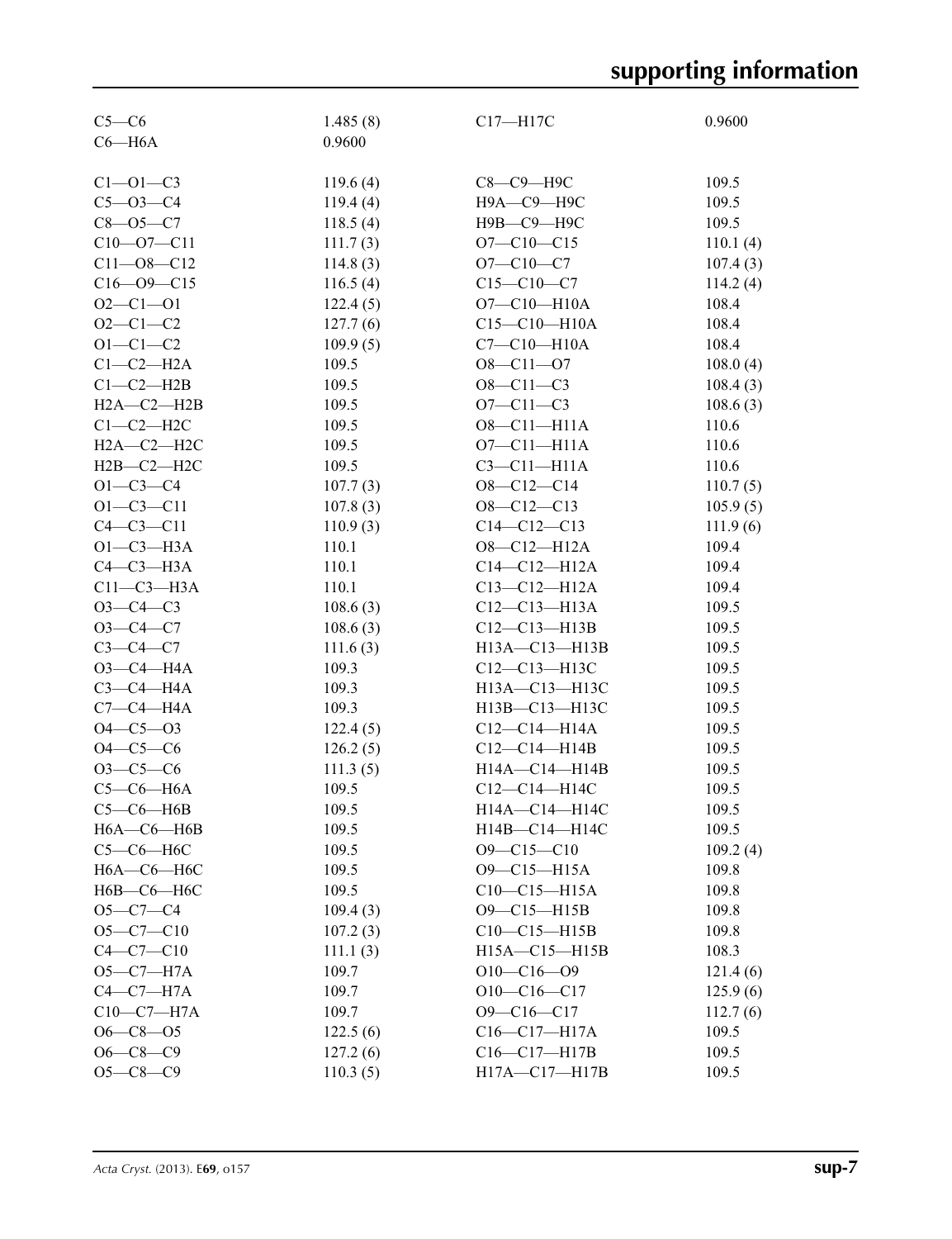| | | | |
|---|---|---|---|
| C5—C6 | 1.485 (8) | C17—H17C | 0.9600 |
| C6—H6A | 0.9600 | | |
| | | | |
| C1—O1—C3 | 119.6 (4) | C8—C9—H9C | 109.5 |
| C5—O3—C4 | 119.4 (4) | H9A—C9—H9C | 109.5 |
| C8—O5—C7 | 118.5 (4) | H9B—C9—H9C | 109.5 |
| C10—O7—C11 | 111.7 (3) | O7—C10—C15 | 110.1 (4) |
| C11—O8—C12 | 114.8 (3) | O7—C10—C7 | 107.4 (3) |
| C16—O9—C15 | 116.5 (4) | C15—C10—C7 | 114.2 (4) |
| O2—C1—O1 | 122.4 (5) | O7—C10—H10A | 108.4 |
| O2—C1—C2 | 127.7 (6) | C15—C10—H10A | 108.4 |
| O1—C1—C2 | 109.9 (5) | C7—C10—H10A | 108.4 |
| C1—C2—H2A | 109.5 | O8—C11—O7 | 108.0 (4) |
| C1—C2—H2B | 109.5 | O8—C11—C3 | 108.4 (3) |
| H2A—C2—H2B | 109.5 | O7—C11—C3 | 108.6 (3) |
| C1—C2—H2C | 109.5 | O8—C11—H11A | 110.6 |
| H2A—C2—H2C | 109.5 | O7—C11—H11A | 110.6 |
| H2B—C2—H2C | 109.5 | C3—C11—H11A | 110.6 |
| O1—C3—C4 | 107.7 (3) | O8—C12—C14 | 110.7 (5) |
| O1—C3—C11 | 107.8 (3) | O8—C12—C13 | 105.9 (5) |
| C4—C3—C11 | 110.9 (3) | C14—C12—C13 | 111.9 (6) |
| O1—C3—H3A | 110.1 | O8—C12—H12A | 109.4 |
| C4—C3—H3A | 110.1 | C14—C12—H12A | 109.4 |
| C11—C3—H3A | 110.1 | C13—C12—H12A | 109.4 |
| O3—C4—C3 | 108.6 (3) | C12—C13—H13A | 109.5 |
| O3—C4—C7 | 108.6 (3) | C12—C13—H13B | 109.5 |
| C3—C4—C7 | 111.6 (3) | H13A—C13—H13B | 109.5 |
| O3—C4—H4A | 109.3 | C12—C13—H13C | 109.5 |
| C3—C4—H4A | 109.3 | H13A—C13—H13C | 109.5 |
| C7—C4—H4A | 109.3 | H13B—C13—H13C | 109.5 |
| O4—C5—O3 | 122.4 (5) | C12—C14—H14A | 109.5 |
| O4—C5—C6 | 126.2 (5) | C12—C14—H14B | 109.5 |
| O3—C5—C6 | 111.3 (5) | H14A—C14—H14B | 109.5 |
| C5—C6—H6A | 109.5 | C12—C14—H14C | 109.5 |
| C5—C6—H6B | 109.5 | H14A—C14—H14C | 109.5 |
| H6A—C6—H6B | 109.5 | H14B—C14—H14C | 109.5 |
| C5—C6—H6C | 109.5 | O9—C15—C10 | 109.2 (4) |
| H6A—C6—H6C | 109.5 | O9—C15—H15A | 109.8 |
| H6B—C6—H6C | 109.5 | C10—C15—H15A | 109.8 |
| O5—C7—C4 | 109.4 (3) | O9—C15—H15B | 109.8 |
| O5—C7—C10 | 107.2 (3) | C10—C15—H15B | 109.8 |
| C4—C7—C10 | 111.1 (3) | H15A—C15—H15B | 108.3 |
| O5—C7—H7A | 109.7 | O10—C16—O9 | 121.4 (6) |
| C4—C7—H7A | 109.7 | O10—C16—C17 | 125.9 (6) |
| C10—C7—H7A | 109.7 | O9—C16—C17 | 112.7 (6) |
| O6—C8—O5 | 122.5 (6) | C16—C17—H17A | 109.5 |
| O6—C8—C9 | 127.2 (6) | C16—C17—H17B | 109.5 |
| O5—C8—C9 | 110.3 (5) | H17A—C17—H17B | 109.5 |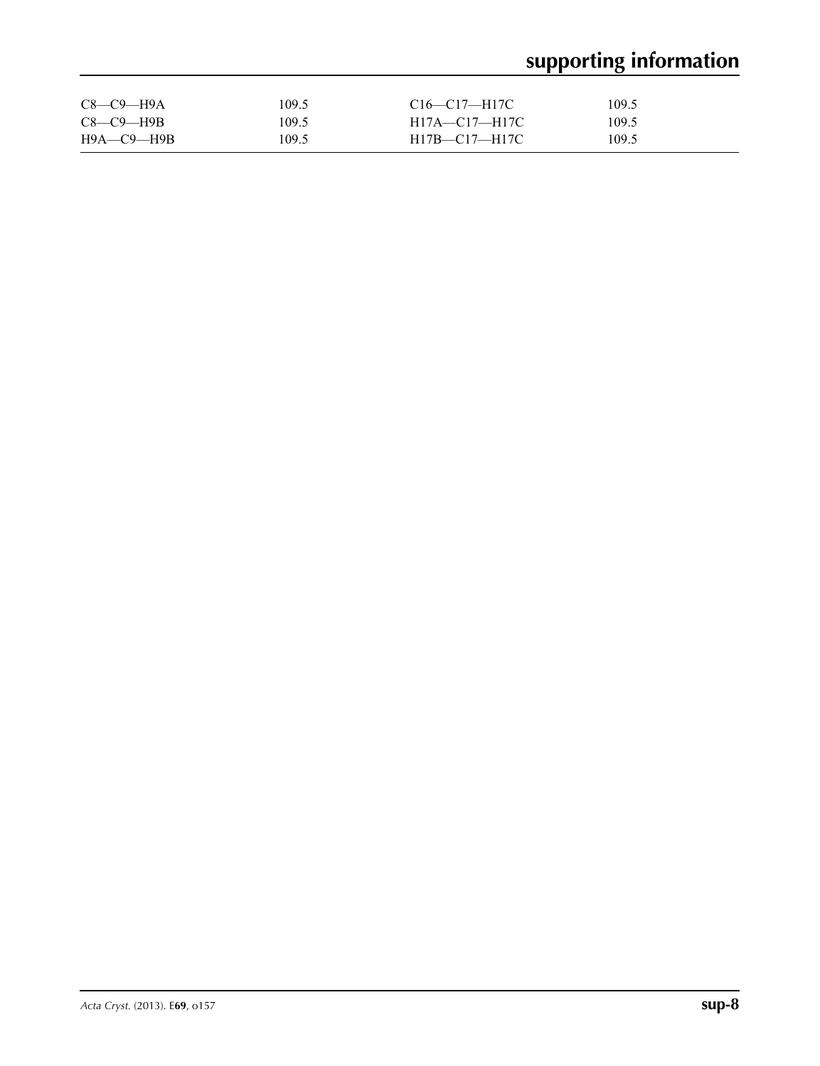| | | | |
|---|---|---|---|
| C8—C9—H9A | 109.5 | C16—C17—H17C | 109.5 |
| C8—C9—H9B | 109.5 | H17A—C17—H17C | 109.5 |
| H9A—C9—H9B | 109.5 | H17B—C17—H17C | 109.5 |